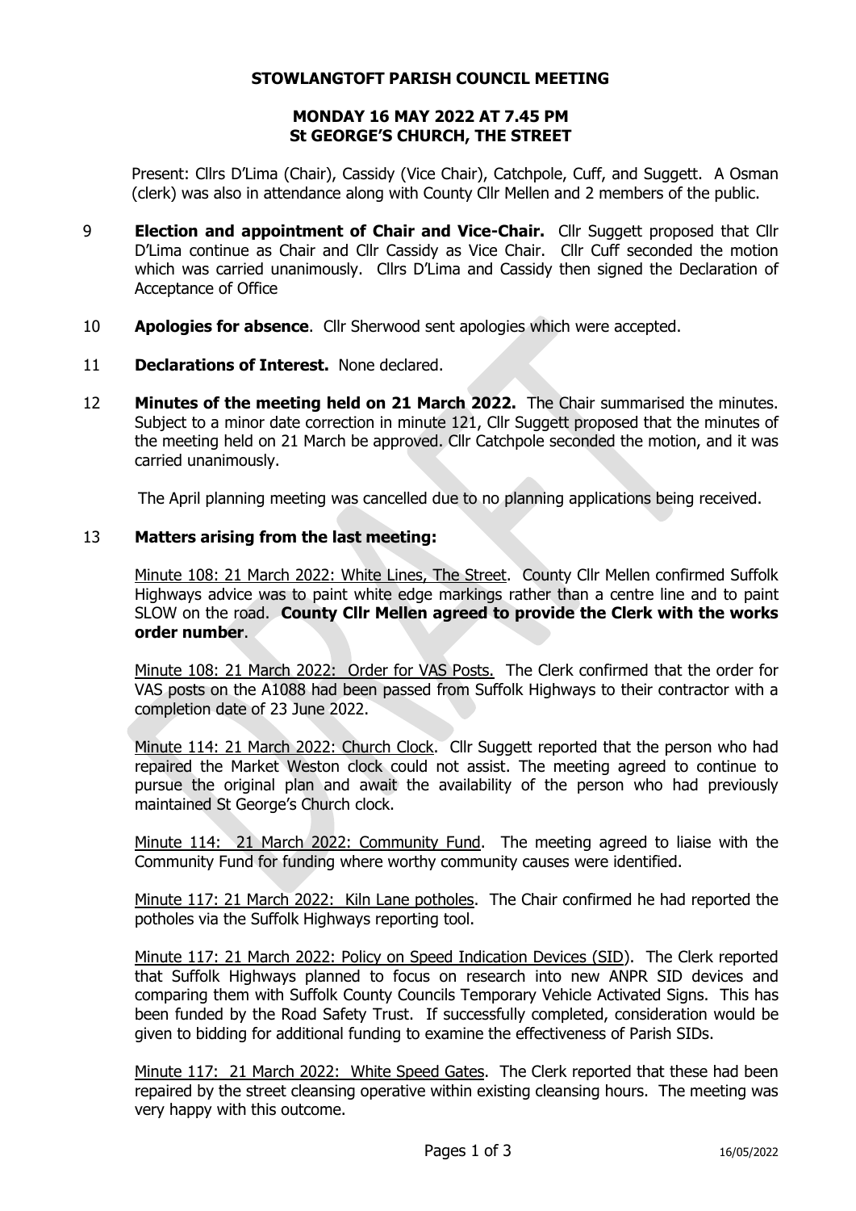# STOWLANGTOFT PARISH COUNCIL MEETING

## MONDAY 16 MAY 2022 AT 7.45 PM
## St GEORGE'S CHURCH, THE STREET

Present: Cllrs D'Lima (Chair), Cassidy (Vice Chair), Catchpole, Cuff, and Suggett. A Osman (clerk) was also in attendance along with County Cllr Mellen and 2 members of the public.

9 **Election and appointment of Chair and Vice-Chair.** Cllr Suggett proposed that Cllr D'Lima continue as Chair and Cllr Cassidy as Vice Chair. Cllr Cuff seconded the motion which was carried unanimously. Cllrs D'Lima and Cassidy then signed the Declaration of Acceptance of Office

10 **Apologies for absence**. Cllr Sherwood sent apologies which were accepted.

11 **Declarations of Interest.** None declared.

12 **Minutes of the meeting held on 21 March 2022.** The Chair summarised the minutes. Subject to a minor date correction in minute 121, Cllr Suggett proposed that the minutes of the meeting held on 21 March be approved. Cllr Catchpole seconded the motion, and it was carried unanimously.

The April planning meeting was cancelled due to no planning applications being received.

13 **Matters arising from the last meeting:**

Minute 108: 21 March 2022: White Lines, The Street. County Cllr Mellen confirmed Suffolk Highways advice was to paint white edge markings rather than a centre line and to paint SLOW on the road. **County Cllr Mellen agreed to provide the Clerk with the works order number**.

Minute 108: 21 March 2022: Order for VAS Posts. The Clerk confirmed that the order for VAS posts on the A1088 had been passed from Suffolk Highways to their contractor with a completion date of 23 June 2022.

Minute 114: 21 March 2022: Church Clock. Cllr Suggett reported that the person who had repaired the Market Weston clock could not assist. The meeting agreed to continue to pursue the original plan and await the availability of the person who had previously maintained St George's Church clock.

Minute 114: 21 March 2022: Community Fund. The meeting agreed to liaise with the Community Fund for funding where worthy community causes were identified.

Minute 117: 21 March 2022: Kiln Lane potholes. The Chair confirmed he had reported the potholes via the Suffolk Highways reporting tool.

Minute 117: 21 March 2022: Policy on Speed Indication Devices (SID). The Clerk reported that Suffolk Highways planned to focus on research into new ANPR SID devices and comparing them with Suffolk County Councils Temporary Vehicle Activated Signs. This has been funded by the Road Safety Trust. If successfully completed, consideration would be given to bidding for additional funding to examine the effectiveness of Parish SIDs.

Minute 117: 21 March 2022: White Speed Gates. The Clerk reported that these had been repaired by the street cleansing operative within existing cleansing hours. The meeting was very happy with this outcome.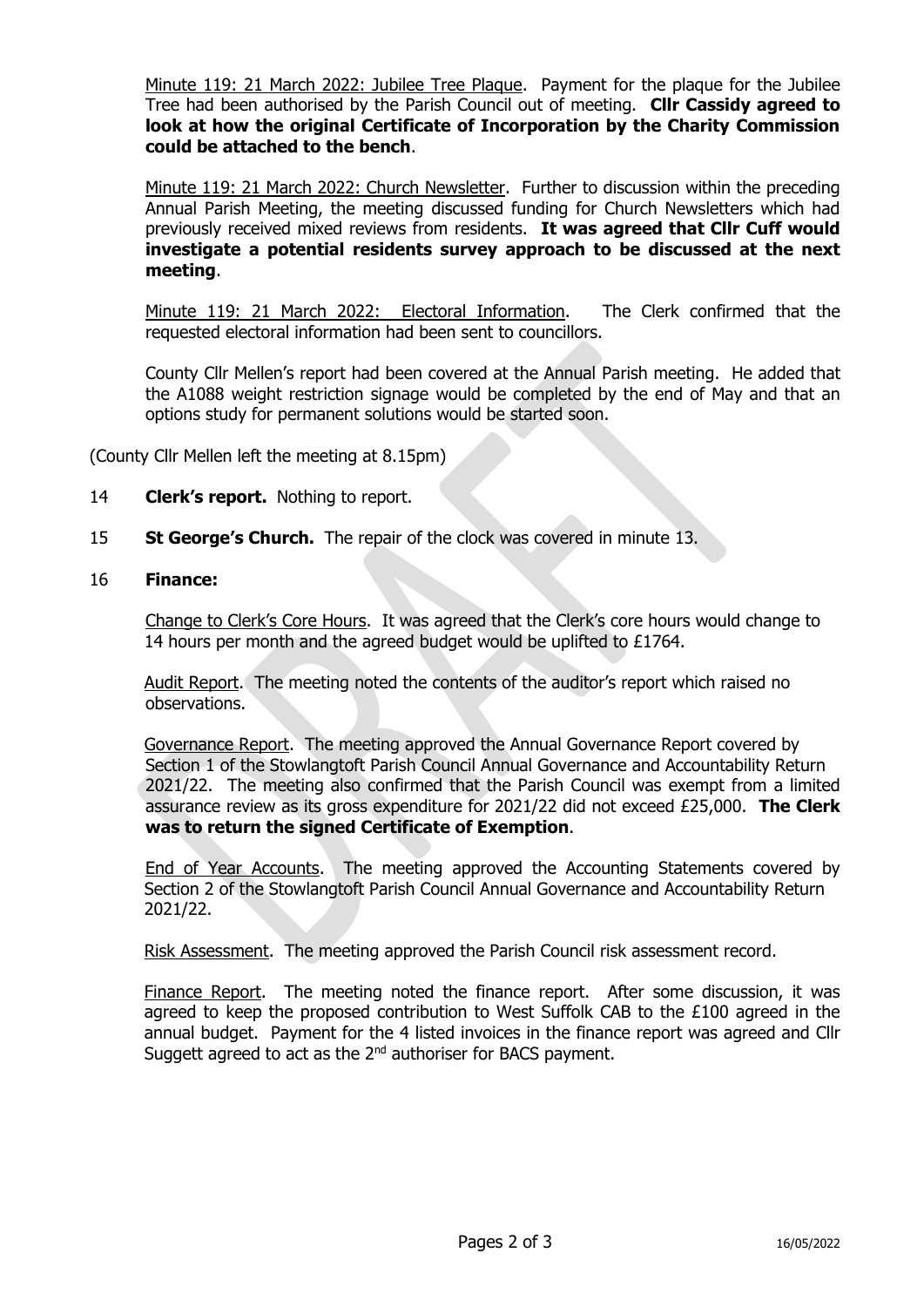Minute 119: 21 March 2022: Jubilee Tree Plaque. Payment for the plaque for the Jubilee Tree had been authorised by the Parish Council out of meeting. **Cllr Cassidy agreed to look at how the original Certificate of Incorporation by the Charity Commission could be attached to the bench**.

Minute 119: 21 March 2022: Church Newsletter. Further to discussion within the preceding Annual Parish Meeting, the meeting discussed funding for Church Newsletters which had previously received mixed reviews from residents. **It was agreed that Cllr Cuff would investigate a potential residents survey approach to be discussed at the next meeting**.

Minute 119: 21 March 2022: Electoral Information. The Clerk confirmed that the requested electoral information had been sent to councillors.

County Cllr Mellen's report had been covered at the Annual Parish meeting. He added that the A1088 weight restriction signage would be completed by the end of May and that an options study for permanent solutions would be started soon.

(County Cllr Mellen left the meeting at 8.15pm)

14 **Clerk's report.** Nothing to report.

15 **St George's Church.** The repair of the clock was covered in minute 13.

16 **Finance:**

Change to Clerk's Core Hours. It was agreed that the Clerk's core hours would change to 14 hours per month and the agreed budget would be uplifted to £1764.

Audit Report. The meeting noted the contents of the auditor's report which raised no observations.

Governance Report. The meeting approved the Annual Governance Report covered by Section 1 of the Stowlangtoft Parish Council Annual Governance and Accountability Return 2021/22. The meeting also confirmed that the Parish Council was exempt from a limited assurance review as its gross expenditure for 2021/22 did not exceed £25,000. **The Clerk was to return the signed Certificate of Exemption**.

End of Year Accounts. The meeting approved the Accounting Statements covered by Section 2 of the Stowlangtoft Parish Council Annual Governance and Accountability Return 2021/22.

Risk Assessment. The meeting approved the Parish Council risk assessment record.

Finance Report. The meeting noted the finance report. After some discussion, it was agreed to keep the proposed contribution to West Suffolk CAB to the £100 agreed in the annual budget. Payment for the 4 listed invoices in the finance report was agreed and Cllr Suggett agreed to act as the 2nd authoriser for BACS payment.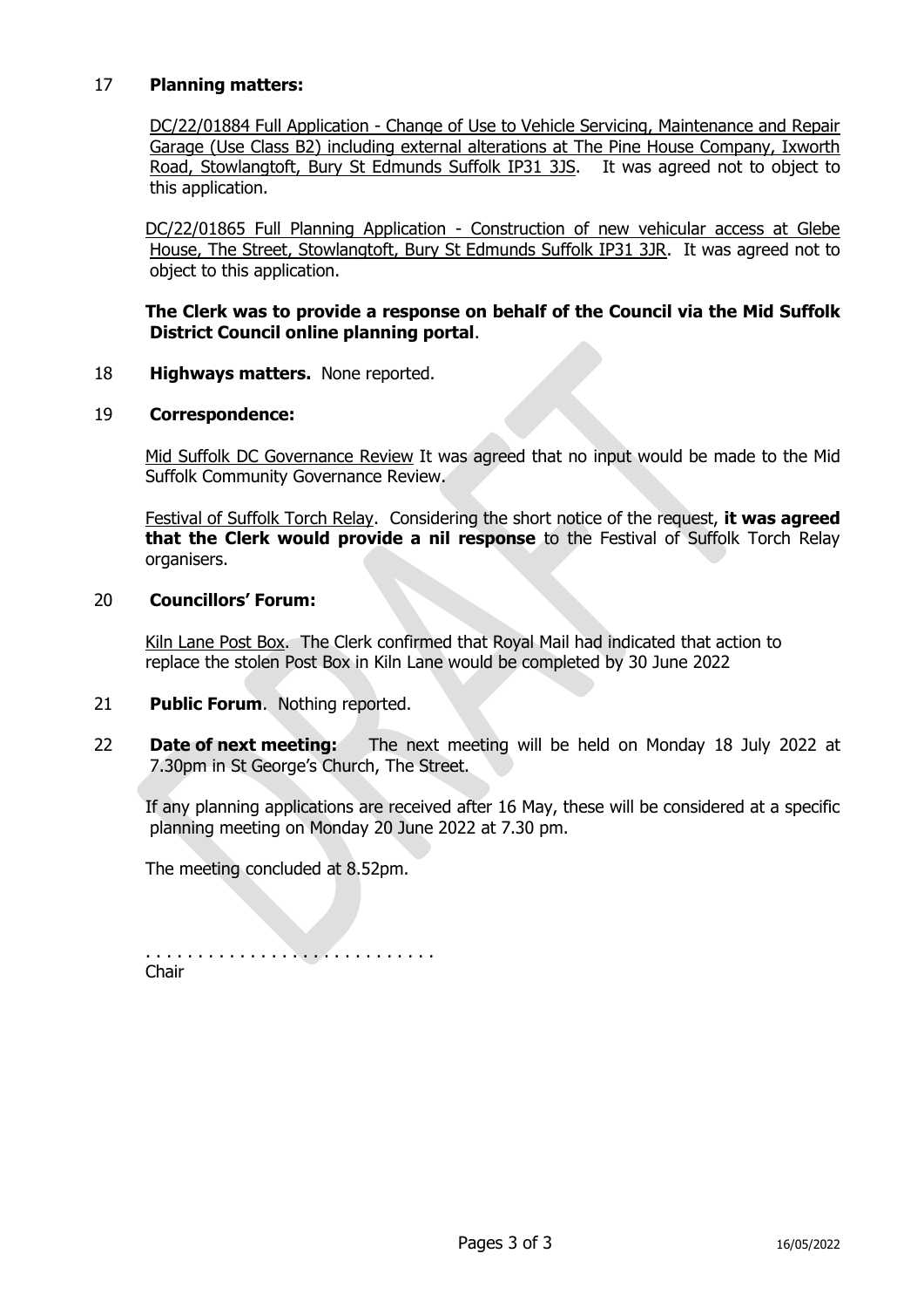17 **Planning matters:**

DC/22/01884 Full Application - Change of Use to Vehicle Servicing, Maintenance and Repair Garage (Use Class B2) including external alterations at The Pine House Company, Ixworth Road, Stowlangtoft, Bury St Edmunds Suffolk IP31 3JS. It was agreed not to object to this application.

DC/22/01865 Full Planning Application - Construction of new vehicular access at Glebe House, The Street, Stowlangtoft, Bury St Edmunds Suffolk IP31 3JR. It was agreed not to object to this application.

**The Clerk was to provide a response on behalf of the Council via the Mid Suffolk District Council online planning portal**.

18 **Highways matters.** None reported.

19 **Correspondence:**

Mid Suffolk DC Governance Review It was agreed that no input would be made to the Mid Suffolk Community Governance Review.

Festival of Suffolk Torch Relay. Considering the short notice of the request, **it was agreed that the Clerk would provide a nil response** to the Festival of Suffolk Torch Relay organisers.

20 **Councillors' Forum:**

Kiln Lane Post Box. The Clerk confirmed that Royal Mail had indicated that action to replace the stolen Post Box in Kiln Lane would be completed by 30 June 2022

21 **Public Forum**. Nothing reported.

22 **Date of next meeting:** The next meeting will be held on Monday 18 July 2022 at 7.30pm in St George's Church, The Street.

If any planning applications are received after 16 May, these will be considered at a specific planning meeting on Monday 20 June 2022 at 7.30 pm.

The meeting concluded at 8.52pm.

. . . . . . . . . . . . . . . . . . . . . . . . . . .
Chair

16/05/2022